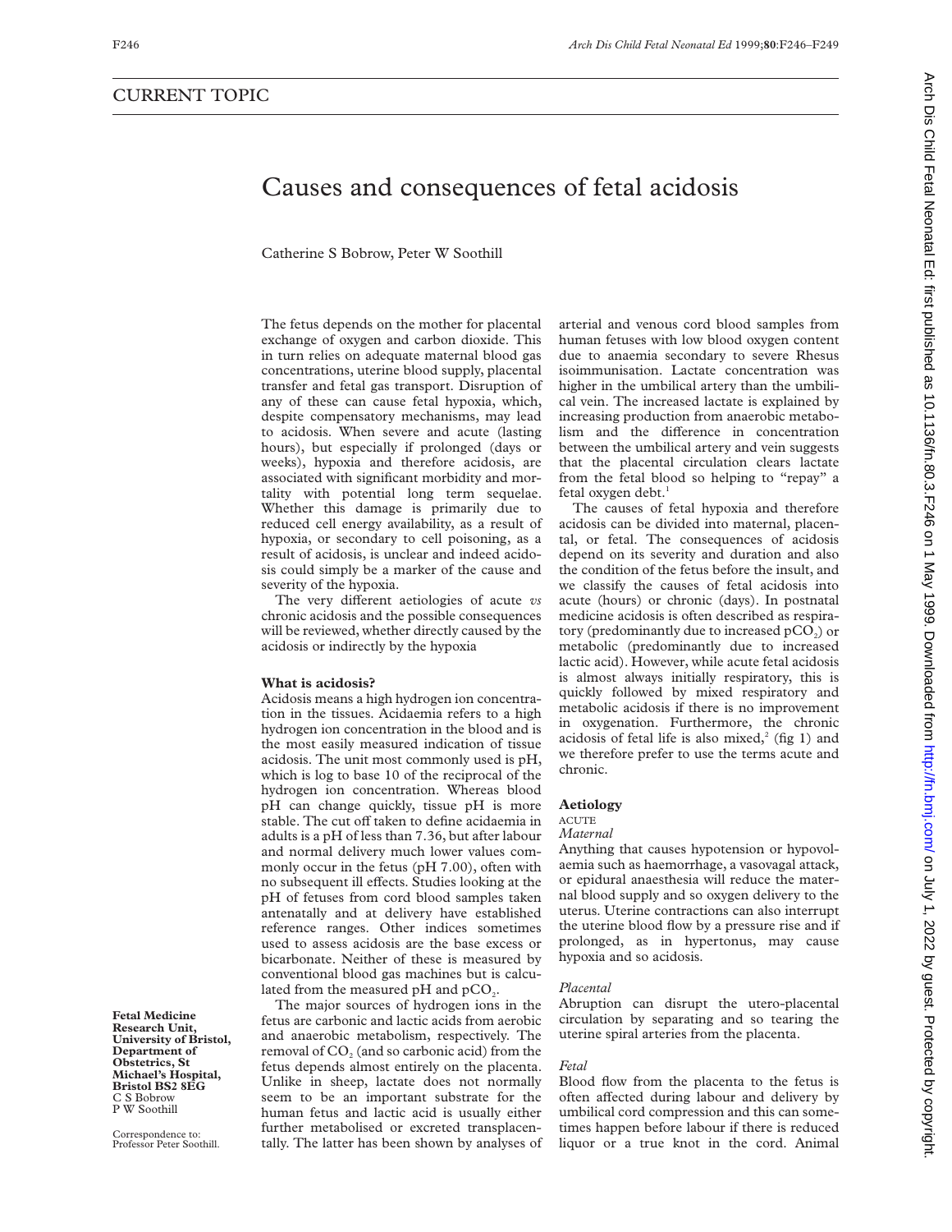## CURRENT TOPIC

# Causes and consequences of fetal acidosis

Catherine S Bobrow, Peter W Soothill

The fetus depends on the mother for placental exchange of oxygen and carbon dioxide. This in turn relies on adequate maternal blood gas concentrations, uterine blood supply, placental transfer and fetal gas transport. Disruption of any of these can cause fetal hypoxia, which, despite compensatory mechanisms, may lead to acidosis. When severe and acute (lasting hours), but especially if prolonged (days or weeks), hypoxia and therefore acidosis, are associated with significant morbidity and mortality with potential long term sequelae. Whether this damage is primarily due to reduced cell energy availability, as a result of hypoxia, or secondary to cell poisoning, as a result of acidosis, is unclear and indeed acidosis could simply be a marker of the cause and severity of the hypoxia.

The very different aetiologies of acute *vs* chronic acidosis and the possible consequences will be reviewed, whether directly caused by the acidosis or indirectly by the hypoxia

### What is acidosis?

Acidosis means a high hydrogen ion concentration in the tissues. Acidaemia refers to a high hydrogen ion concentration in the blood and is the most easily measured indication of tissue acidosis. The unit most commonly used is pH, which is log to base 10 of the reciprocal of the hydrogen ion concentration. Whereas blood pH can change quickly, tissue pH is more stable. The cut off taken to define acidaemia in adults is a pH of less than 7.36, but after labour and normal delivery much lower values commonly occur in the fetus (pH 7.00), often with no subsequent ill effects. Studies looking at the pH of fetuses from cord blood samples taken antenatally and at delivery have established reference ranges. Other indices sometimes used to assess acidosis are the base excess or bicarbonate. Neither of these is measured by conventional blood gas machines but is calculated from the measured pH and $pCO_2$.

The major sources of hydrogen ions in the fetus are carbonic and lactic acids from aerobic and anaerobic metabolism, respectively. The removal of $CO_2$ (and so carbonic acid) from the fetus depends almost entirely on the placenta. Unlike in sheep, lactate does not normally seem to be an important substrate for the human fetus and lactic acid is usually either further metabolised or excreted transplacentally. The latter has been shown by analyses of arterial and venous cord blood samples from human fetuses with low blood oxygen content due to anaemia secondary to severe Rhesus isoimmunisation. Lactate concentration was higher in the umbilical artery than the umbilical vein. The increased lactate is explained by increasing production from anaerobic metabolism and the difference in concentration between the umbilical artery and vein suggests that the placental circulation clears lactate from the fetal blood so helping to "repay" a fetal oxygen debt.[1]

The causes of fetal hypoxia and therefore acidosis can be divided into maternal, placental, or fetal. The consequences of acidosis depend on its severity and duration and also the condition of the fetus before the insult, and we classify the causes of fetal acidosis into acute (hours) or chronic (days). In postnatal medicine acidosis is often described as respiratory (predominantly due to increased $pCO_2$) or metabolic (predominantly due to increased lactic acid). However, while acute fetal acidosis is almost always initially respiratory, this is quickly followed by mixed respiratory and metabolic acidosis if there is no improvement in oxygenation. Furthermore, the chronic acidosis of fetal life is also mixed,[2] (fig 1) and we therefore prefer to use the terms acute and chronic.

### Aetiology

ACUTE

*Maternal*

Anything that causes hypotension or hypovolaemia such as haemorrhage, a vasovagal attack, or epidural anaesthesia will reduce the maternal blood supply and so oxygen delivery to the uterus. Uterine contractions can also interrupt the uterine blood flow by a pressure rise and if prolonged, as in hypertonus, may cause hypoxia and so acidosis.

*Placental*

Abruption can disrupt the utero-placental circulation by separating and so tearing the uterine spiral arteries from the placenta.

*Fetal*

Blood flow from the placenta to the fetus is often affected during labour and delivery by umbilical cord compression and this can sometimes happen before labour if there is reduced liquor or a true knot in the cord. Animal

**Fetal Medicine Research Unit, University of Bristol, Department of Obstetrics, St Michael's Hospital, Bristol BS2 8EG**
C S Bobrow
P W Soothill

Correspondence to: Professor Peter Soothill.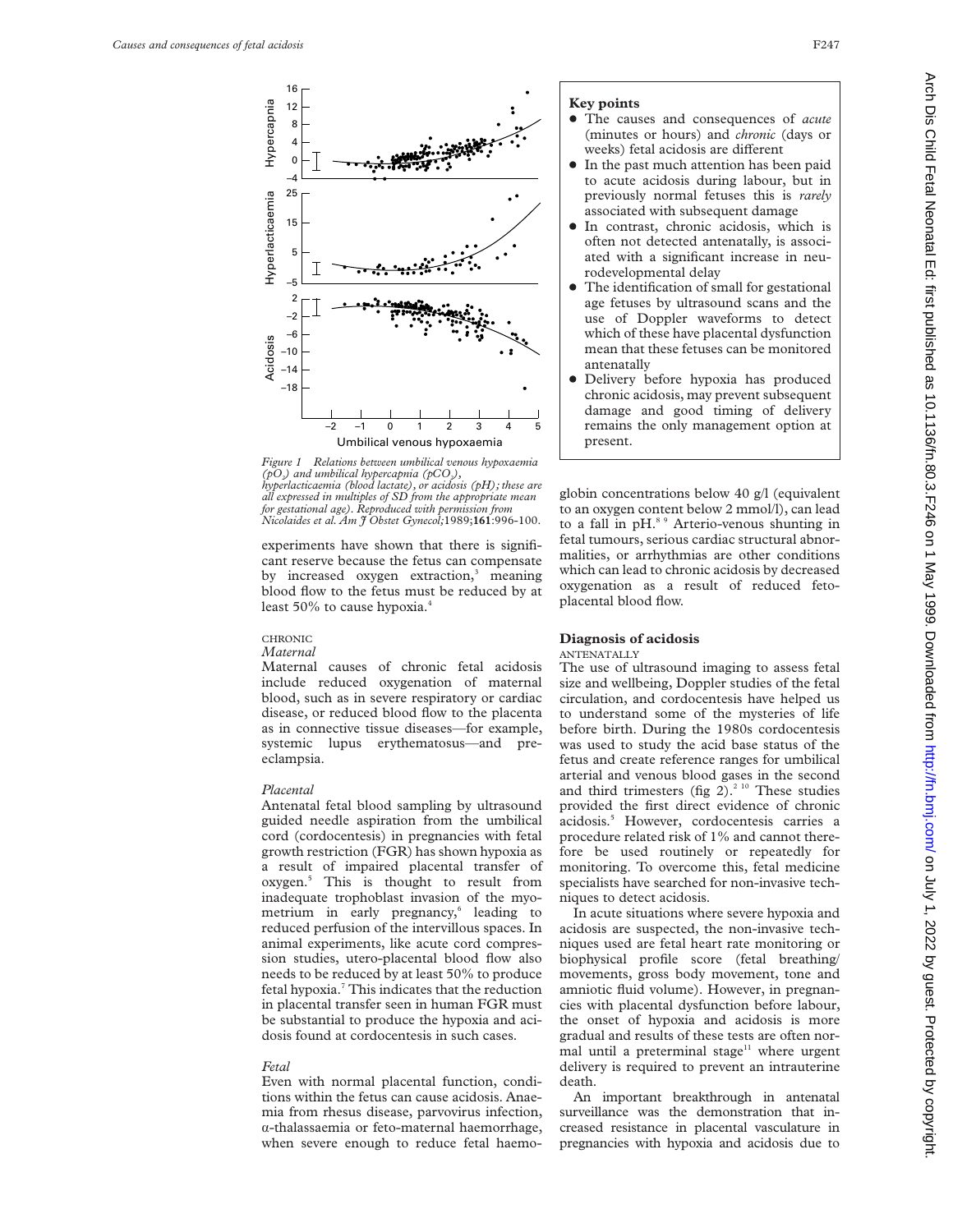Figure 1 Relations between umbilical venous hypoxaemia ($pO_2$) and umbilical hypercapnia ($pCO_2$), hyperlacticaemia (blood lactate), or acidosis (pH); these are all expressed in multiples of SD from the appropriate mean for gestational age). Reproduced with permission from Nicolaides et al. *Am J Obstet Gynecol*;1989;**161**:996-100.

experiments have shown that there is significant reserve because the fetus can compensate by increased oxygen extraction,[3] meaning blood flow to the fetus must be reduced by at least 50% to cause hypoxia.[4]

CHRONIC

*Maternal*

Maternal causes of chronic fetal acidosis include reduced oxygenation of maternal blood, such as in severe respiratory or cardiac disease, or reduced blood flow to the placenta as in connective tissue diseases—for example, systemic lupus erythematosus—and pre-eclampsia.

*Placental*

Antenatal fetal blood sampling by ultrasound guided needle aspiration from the umbilical cord (cordocentesis) in pregnancies with fetal growth restriction (FGR) has shown hypoxia as a result of impaired placental transfer of oxygen.[5] This is thought to result from inadequate trophoblast invasion of the myometrium in early pregnancy,[6] leading to reduced perfusion of the intervillous spaces. In animal experiments, like acute cord compression studies, utero-placental blood flow also needs to be reduced by at least 50% to produce fetal hypoxia.[7] This indicates that the reduction in placental transfer seen in human FGR must be substantial to produce the hypoxia and acidosis found at cordocentesis in such cases.

*Fetal*

Even with normal placental function, conditions within the fetus can cause acidosis. Anaemia from rhesus disease, parvovirus infection, α-thalassaemia or feto-maternal haemorrhage, when severe enough to reduce fetal haemoglobin concentrations below 40 g/l (equivalent to an oxygen content below 2 mmol/l), can lead to a fall in pH.[8 9] Arterio-venous shunting in fetal tumours, serious cardiac structural abnormalities, or arrhythmias are other conditions which can lead to chronic acidosis by decreased oxygenation as a result of reduced feto-placental blood flow.

**Key points**

- The causes and consequences of *acute* (minutes or hours) and *chronic* (days or weeks) fetal acidosis are different
- In the past much attention has been paid to acute acidosis during labour, but in previously normal fetuses this is *rarely* associated with subsequent damage
- In contrast, chronic acidosis, which is often not detected antenatally, is associated with a significant increase in neurodevelopmental delay
- The identification of small for gestational age fetuses by ultrasound scans and the use of Doppler waveforms to detect which of these have placental dysfunction mean that these fetuses can be monitored antenatally
- Delivery before hypoxia has produced chronic acidosis, may prevent subsequent damage and good timing of delivery remains the only management option at present.

## Diagnosis of acidosis

ANTENATALLY

The use of ultrasound imaging to assess fetal size and wellbeing, Doppler studies of the fetal circulation, and cordocentesis have helped us to understand some of the mysteries of life before birth. During the 1980s cordocentesis was used to study the acid base status of the fetus and create reference ranges for umbilical arterial and venous blood gases in the second and third trimesters (fig 2).[2 10] These studies provided the first direct evidence of chronic acidosis.[5] However, cordocentesis carries a procedure related risk of 1% and cannot therefore be used routinely or repeatedly for monitoring. To overcome this, fetal medicine specialists have searched for non-invasive techniques to detect acidosis.

In acute situations where severe hypoxia and acidosis are suspected, the non-invasive techniques used are fetal heart rate monitoring or biophysical profile score (fetal breathing/movements, gross body movement, tone and amniotic fluid volume). However, in pregnancies with placental dysfunction before labour, the onset of hypoxia and acidosis is more gradual and results of these tests are often normal until a preterminal stage[11] where urgent delivery is required to prevent an intrauterine death.

An important breakthrough in antenatal surveillance was the demonstration that increased resistance in placental vasculature in pregnancies with hypoxia and acidosis due to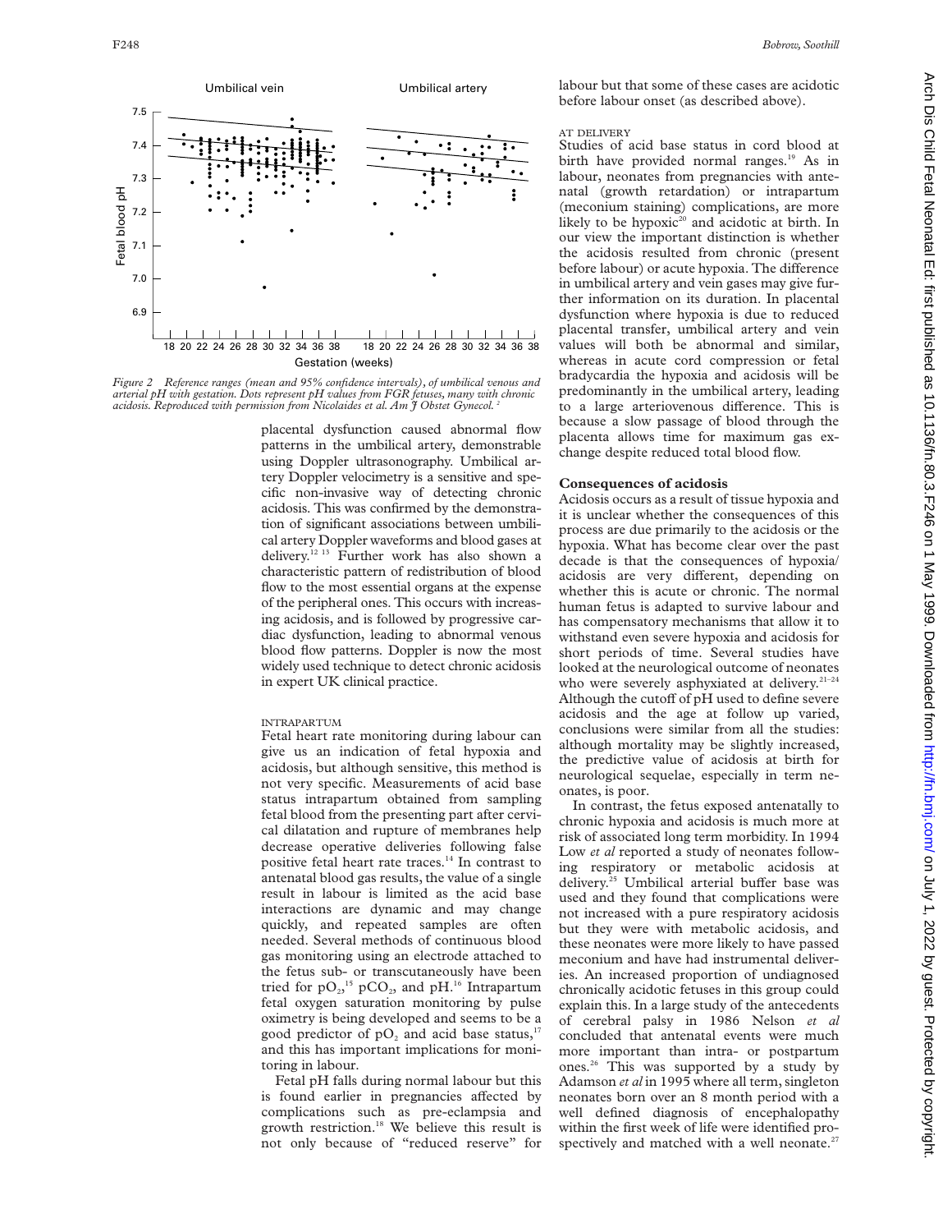Figure 2 Reference ranges (mean and 95% confidence intervals), of umbilical venous and arterial pH with gestation. Dots represent pH values from FGR fetuses, many with chronic acidosis. Reproduced with permission from Nicolaides et al. Am J Obstet Gynecol.[2]

placental dysfunction caused abnormal flow patterns in the umbilical artery, demonstrable using Doppler ultrasonography. Umbilical artery Doppler velocimetry is a sensitive and specific non-invasive way of detecting chronic acidosis. This was confirmed by the demonstration of significant associations between umbilical artery Doppler waveforms and blood gases at delivery.[12 13] Further work has also shown a characteristic pattern of redistribution of blood flow to the most essential organs at the expense of the peripheral ones. This occurs with increasing acidosis, and is followed by progressive cardiac dysfunction, leading to abnormal venous blood flow patterns. Doppler is now the most widely used technique to detect chronic acidosis in expert UK clinical practice.

#### INTRAPARTUM

Fetal heart rate monitoring during labour can give us an indication of fetal hypoxia and acidosis, but although sensitive, this method is not very specific. Measurements of acid base status intrapartum obtained from sampling fetal blood from the presenting part after cervical dilatation and rupture of membranes help decrease operative deliveries following false positive fetal heart rate traces.[14] In contrast to antenatal blood gas results, the value of a single result in labour is limited as the acid base interactions are dynamic and may change quickly, and repeated samples are often needed. Several methods of continuous blood gas monitoring using an electrode attached to the fetus sub- or transcutaneously have been tried for $pO_2$,[15] $pCO_2$, and pH.[16] Intrapartum fetal oxygen saturation monitoring by pulse oximetry is being developed and seems to be a good predictor of $pO_2$ and acid base status,[17] and this has important implications for monitoring in labour.

Fetal pH falls during normal labour but this is found earlier in pregnancies affected by complications such as pre-eclampsia and growth restriction.[18] We believe this result is not only because of "reduced reserve" for labour but that some of these cases are acidotic before labour onset (as described above).

#### AT DELIVERY

Studies of acid base status in cord blood at birth have provided normal ranges.[19] As in labour, neonates from pregnancies with antenatal (growth retardation) or intrapartum (meconium staining) complications, are more likely to be hypoxic[20] and acidotic at birth. In our view the important distinction is whether the acidosis resulted from chronic (present before labour) or acute hypoxia. The difference in umbilical artery and vein gases may give further information on its duration. In placental dysfunction where hypoxia is due to reduced placental transfer, umbilical artery and vein values will both be abnormal and similar, whereas in acute cord compression or fetal bradycardia the hypoxia and acidosis will be predominantly in the umbilical artery, leading to a large arteriovenous difference. This is because a slow passage of blood through the placenta allows time for maximum gas exchange despite reduced total blood flow.

## Consequences of acidosis

Acidosis occurs as a result of tissue hypoxia and it is unclear whether the consequences of this process are due primarily to the acidosis or the hypoxia. What has become clear over the past decade is that the consequences of hypoxia/acidosis are very different, depending on whether this is acute or chronic. The normal human fetus is adapted to survive labour and has compensatory mechanisms that allow it to withstand even severe hypoxia and acidosis for short periods of time. Several studies have looked at the neurological outcome of neonates who were severely asphyxiated at delivery.[21–24] Although the cutoff of pH used to define severe acidosis and the age at follow up varied, conclusions were similar from all the studies: although mortality may be slightly increased, the predictive value of acidosis at birth for neurological sequelae, especially in term neonates, is poor.

In contrast, the fetus exposed antenatally to chronic hypoxia and acidosis is much more at risk of associated long term morbidity. In 1994 Low *et al* reported a study of neonates following respiratory or metabolic acidosis at delivery.[25] Umbilical arterial buffer base was used and they found that complications were not increased with a pure respiratory acidosis but they were with metabolic acidosis, and these neonates were more likely to have passed meconium and have had instrumental deliveries. An increased proportion of undiagnosed chronically acidotic fetuses in this group could explain this. In a large study of the antecedents of cerebral palsy in 1986 Nelson *et al* concluded that antenatal events were much more important than intra- or postpartum ones.[26] This was supported by a study by Adamson *et al* in 1995 where all term, singleton neonates born over an 8 month period with a well defined diagnosis of encephalopathy within the first week of life were identified prospectively and matched with a well neonate.[27]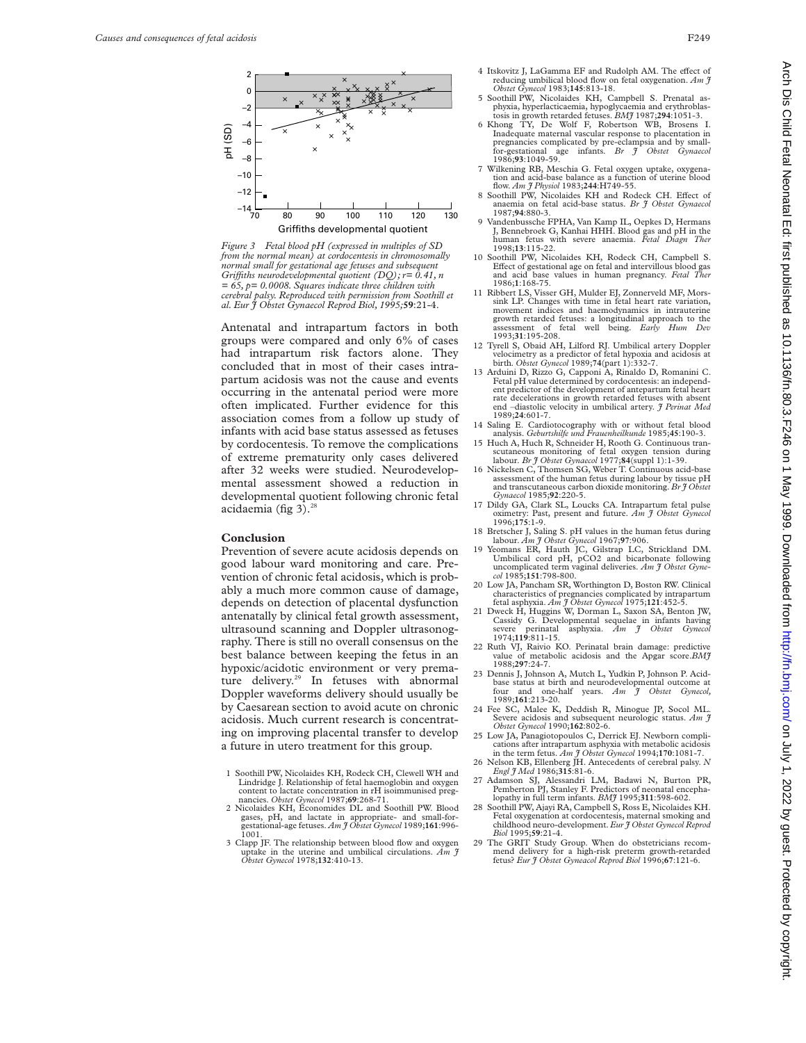2
0
−2
−4
−6
−8
−10
−12
−14
pH (SD)
70 80 90 100 110 120 130
Griffiths developmental quotient

*Figure 3 Fetal blood pH (expressed in multiples of SD from the normal mean) at cordocentesis in chromosomally normal small for gestational age fetuses and subsequent Griffiths neurodevelopmental quotient (DQ); r= 0.41, n = 65, p= 0.0008. Squares indicate three children with cerebral palsy. Reproduced with permission from Soothill et al. Eur J Obstet Gynaecol Reprod Biol, 1995;59:21-4.*

Antenatal and intrapartum factors in both groups were compared and only 6% of cases had intrapartum risk factors alone. They concluded that in most of their cases intrapartum acidosis was not the cause and events occurring in the antenatal period were more often implicated. Further evidence for this association comes from a follow up study of infants with acid base status assessed as fetuses by cordocentesis. To remove the complications of extreme prematurity only cases delivered after 32 weeks were studied. Neurodevelopmental assessment showed a reduction in developmental quotient following chronic fetal acidaemia (fig 3).[28]

## Conclusion

Prevention of severe acute acidosis depends on good labour ward monitoring and care. Prevention of chronic fetal acidosis, which is probably a much more common cause of damage, depends on detection of placental dysfunction antenatally by clinical fetal growth assessment, ultrasound scanning and Doppler ultrasonography. There is still no overall consensus on the best balance between keeping the fetus in an hypoxic/acidotic environment or very premature delivery.[29] In fetuses with abnormal Doppler waveforms delivery should usually be by Caesarean section to avoid acute on chronic acidosis. Much current research is concentrating on improving placental transfer to develop a future in utero treatment for this group.

1 Soothill PW, Nicolaides KH, Rodeck CH, Clewell WH and Lindridge J. Relationship of fetal haemoglobin and oxygen content to lactate concentration in rH isoimmunised pregnancies. *Obstet Gynecol* 1987;**69**:268-71.
2 Nicolaides KH, Economides DL and Soothill PW. Blood gases, pH, and lactate in appropriate- and small-for-gestational-age fetuses. *Am J Obstet Gynecol* 1989;**161**:996-1001.
3 Clapp JF. The relationship between blood flow and oxygen uptake in the uterine and umbilical circulations. *Am J Obstet Gynecol* 1978;**132**:410-13.
4 Itskovitz J, LaGamma EF and Rudolph AM. The effect of reducing umbilical blood flow on fetal oxygenation. *Am J Obstet Gynecol* 1983;**145**:813-18.
5 Soothill PW, Nicolaides KH, Campbell S. Prenatal asphyxia, hyperlacticaemia, hypoglycaemia and erythroblastosis in growth retarded fetuses. *BMJ* 1987;**294**:1051-3.
6 Khong TY, De Wolf F, Robertson WB, Brosens I. Inadequate maternal vascular response to placentation in pregnancies complicated by pre-eclampsia and by small-for-gestational age infants. *Br J Obstet Gynaecol* 1986;**93**:1049-59.
7 Wilkening RB, Meschia G. Fetal oxygen uptake, oxygenation and acid-base balance as a function of uterine blood flow. *Am J Physiol* 1983;**244**:H749-55.
8 Soothill PW, Nicolaides KH and Rodeck CH. Effect of anaemia on fetal acid-base status. *Br J Obstet Gynaecol* 1987;**94**:880-3.
9 Vandenbussche FPHA, Van Kamp IL, Oepkes D, Hermans J, Bennebroek G, Kanhai HHH. Blood gas and pH in the human fetus with severe anaemia. *Fetal Diagn Ther* 1998;**13**:115-22.
10 Soothill PW, Nicolaides KH, Rodeck CH, Campbell S. Effect of gestational age on fetal and intervillous blood gas and acid base values in human pregnancy. *Fetal Ther* 1986;**1**:168-75.
11 Ribbert LS, Visser GH, Mulder EJ, Zonnerveld MF, Morssink LP. Changes with time in fetal heart rate variation, movement indices and haemodynamics in intrauterine growth retarded fetuses: a longitudinal approach to the assessment of fetal well being. *Early Hum Dev* 1993;**31**:195-208.
12 Tyrell S, Obaid AH, Lilford RJ. Umbilical artery Doppler velocimetry as a predictor of fetal hypoxia and acidosis at birth. *Obstet Gynecol* 1989;**74**(part 1):332-7.
13 Arduini D, Rizzo G, Capponi A, Rinaldo D, Romanini C. Fetal pH value determined by cordocentesis: an independent predictor of the development of antepartum fetal heart rate decelerations in growth retarded fetuses with absent end –diastolic velocity in umbilical artery. *J Perinat Med* 1989;**24**:601-7.
14 Saling E. Cardiotocography with or without fetal blood analysis. *Geburtshilfe und Frauenheilkunde* 1985;**45**:190-3.
15 Huch A, Huch R, Schneider H, Rooth G. Continuous transcutaneous monitoring of fetal oxygen tension during labour. *Br J Obstet Gynaecol* 1977;**84**(suppl 1):1-39.
16 Nickelsen C, Thomsen SG, Weber T. Continuous acid-base assessment of the human fetus during labour by tissue pH and transcutaneous carbon dioxide monitoring. *Br J Obstet Gynaecol* 1985;**92**:220-5.
17 Dildy GA, Clark SL, Loucks CA. Intrapartum fetal pulse oximetry: Past, present and future. *Am J Obstet Gynecol* 1996;**175**:1-9.
18 Bretscher J, Saling S. pH values in the human fetus during labour. *Am J Obstet Gynecol* 1967;**97**:906.
19 Yeomans ER, Hauth JC, Gilstrap LC, Strickland DM. Umbilical cord pH, pCO2 and bicarbonate following uncomplicated term vaginal deliveries. *Am J Obstet Gynecol* 1985;**151**:798-800.
20 Low JA, Pancham SR, Worthington D, Boston RW. Clinical characteristics of pregnancies complicated by intrapartum fetal asphyxia. *Am J Obstet Gynecol* 1975;**121**:452-5.
21 Dweck H, Huggins W, Dorman L, Saxon SA, Benton JW, Cassidy G. Developmental sequelae in infants having severe perinatal asphyxia. *Am J Obstet Gynecol* 1974;**119**:811-15.
22 Ruth VJ, Raivio KO. Perinatal brain damage: predictive value of metabolic acidosis and the Apgar score.*BMJ* 1988;**297**:24-7.
23 Dennis J, Johnson A, Mutch L, Yudkin P, Johnson P. Acid-base status at birth and neurodevelopmental outcome at four and one-half years. *Am J Obstet Gynecol,* 1989;**161**:213-20.
24 Fee SC, Malee K, Deddish R, Minogue JP, Socol ML. Severe acidosis and subsequent neurologic status. *Am J Obstet Gynecol* 1990;**162**:802-6.
25 Low JA, Panagiotopoulos C, Derrick EJ. Newborn complications after intrapartum asphyxia with metabolic acidosis in the term fetus. *Am J Obstet Gynecol* 1994;**170**:1081-7.
26 Nelson KB, Ellenberg JH. Antecedents of cerebral palsy. *N Engl J Med* 1986;**315**:81-6.
27 Adamson SJ, Alessandri LM, Badawi N, Burton PR, Pemberton PJ, Stanley F. Predictors of neonatal encephalopathy in full term infants. *BMJ* 1995;**311**:598-602.
28 Soothill PW, Ajayi RA, Campbell S, Ross E, Nicolaides KH. Fetal oxygenation at cordocentesis, maternal smoking and childhood neuro-development. *Eur J Obstet Gynecol Reprod Biol* 1995;**59**:21-4.
29 The GRIT Study Group. When do obstetricians recommend delivery for a high-risk preterm growth-retarded fetus? *Eur J Obstet Gyneacol Reprod Biol* 1996;**67**:121-6.